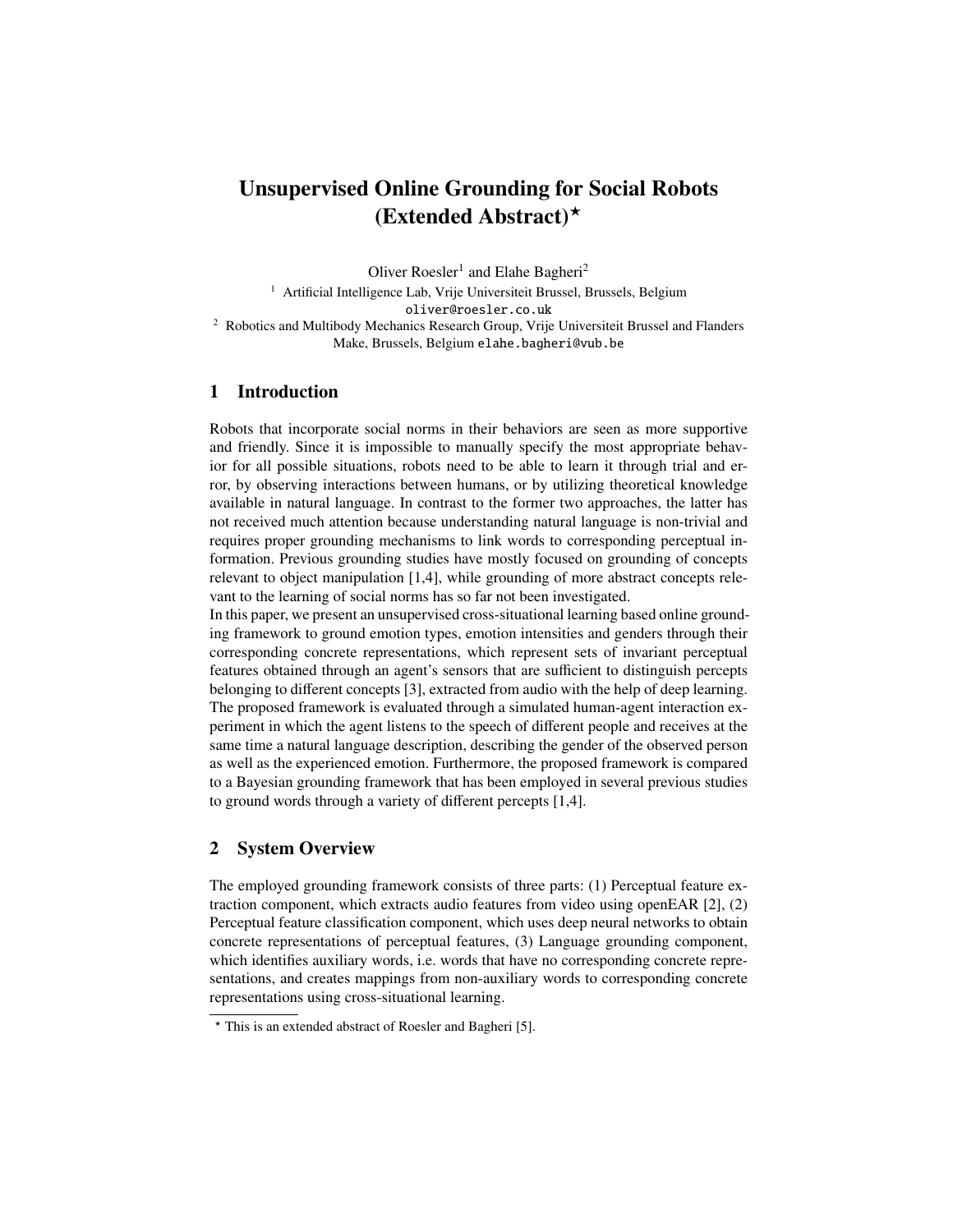# Unsupervised Online Grounding for Social Robots (Extended Abstract)*

Oliver Roesler[1] and Elahe Bagheri[2]

[1] Artificial Intelligence Lab, Vrije Universiteit Brussel, Brussels, Belgium
oliver@roesler.co.uk

[2] Robotics and Multibody Mechanics Research Group, Vrije Universiteit Brussel and Flanders Make, Brussels, Belgium elahe.bagheri@vub.be

## 1 Introduction

Robots that incorporate social norms in their behaviors are seen as more supportive and friendly. Since it is impossible to manually specify the most appropriate behavior for all possible situations, robots need to be able to learn it through trial and error, by observing interactions between humans, or by utilizing theoretical knowledge available in natural language. In contrast to the former two approaches, the latter has not received much attention because understanding natural language is non-trivial and requires proper grounding mechanisms to link words to corresponding perceptual information. Previous grounding studies have mostly focused on grounding of concepts relevant to object manipulation [1,4], while grounding of more abstract concepts relevant to the learning of social norms has so far not been investigated.

In this paper, we present an unsupervised cross-situational learning based online grounding framework to ground emotion types, emotion intensities and genders through their corresponding concrete representations, which represent sets of invariant perceptual features obtained through an agent's sensors that are sufficient to distinguish percepts belonging to different concepts [3], extracted from audio with the help of deep learning. The proposed framework is evaluated through a simulated human-agent interaction experiment in which the agent listens to the speech of different people and receives at the same time a natural language description, describing the gender of the observed person as well as the experienced emotion. Furthermore, the proposed framework is compared to a Bayesian grounding framework that has been employed in several previous studies to ground words through a variety of different percepts [1,4].

## 2 System Overview

The employed grounding framework consists of three parts: (1) Perceptual feature extraction component, which extracts audio features from video using openEAR [2], (2) Perceptual feature classification component, which uses deep neural networks to obtain concrete representations of perceptual features, (3) Language grounding component, which identifies auxiliary words, i.e. words that have no corresponding concrete representations, and creates mappings from non-auxiliary words to corresponding concrete representations using cross-situational learning.

* This is an extended abstract of Roesler and Bagheri [5].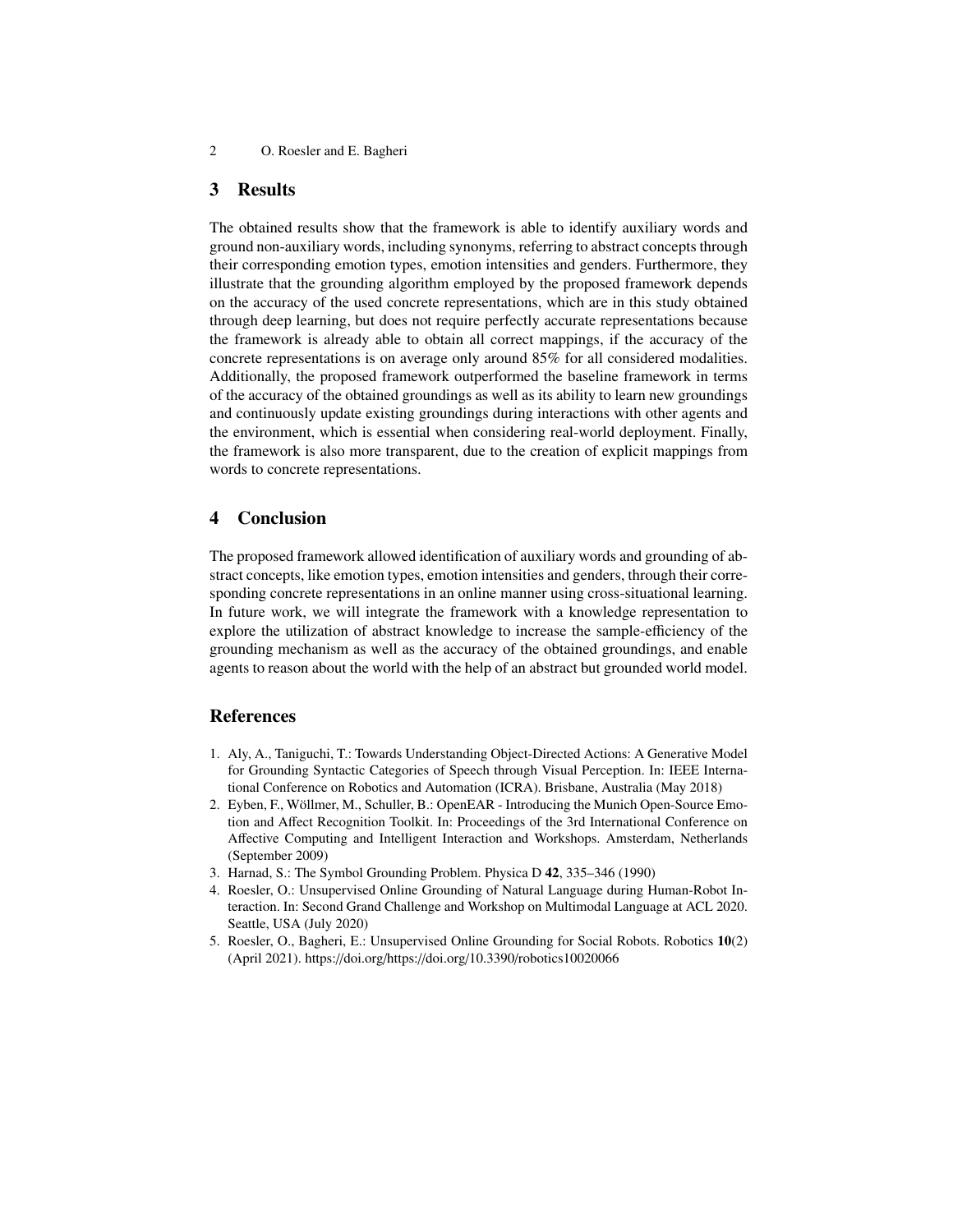## 3 Results

The obtained results show that the framework is able to identify auxiliary words and ground non-auxiliary words, including synonyms, referring to abstract concepts through their corresponding emotion types, emotion intensities and genders. Furthermore, they illustrate that the grounding algorithm employed by the proposed framework depends on the accuracy of the used concrete representations, which are in this study obtained through deep learning, but does not require perfectly accurate representations because the framework is already able to obtain all correct mappings, if the accuracy of the concrete representations is on average only around 85% for all considered modalities. Additionally, the proposed framework outperformed the baseline framework in terms of the accuracy of the obtained groundings as well as its ability to learn new groundings and continuously update existing groundings during interactions with other agents and the environment, which is essential when considering real-world deployment. Finally, the framework is also more transparent, due to the creation of explicit mappings from words to concrete representations.

## 4 Conclusion

The proposed framework allowed identification of auxiliary words and grounding of abstract concepts, like emotion types, emotion intensities and genders, through their corresponding concrete representations in an online manner using cross-situational learning. In future work, we will integrate the framework with a knowledge representation to explore the utilization of abstract knowledge to increase the sample-efficiency of the grounding mechanism as well as the accuracy of the obtained groundings, and enable agents to reason about the world with the help of an abstract but grounded world model.

## References

1. Aly, A., Taniguchi, T.: Towards Understanding Object-Directed Actions: A Generative Model for Grounding Syntactic Categories of Speech through Visual Perception. In: IEEE International Conference on Robotics and Automation (ICRA). Brisbane, Australia (May 2018)
2. Eyben, F., Wöllmer, M., Schuller, B.: OpenEAR - Introducing the Munich Open-Source Emotion and Affect Recognition Toolkit. In: Proceedings of the 3rd International Conference on Affective Computing and Intelligent Interaction and Workshops. Amsterdam, Netherlands (September 2009)
3. Harnad, S.: The Symbol Grounding Problem. Physica D **42**, 335–346 (1990)
4. Roesler, O.: Unsupervised Online Grounding of Natural Language during Human-Robot Interaction. In: Second Grand Challenge and Workshop on Multimodal Language at ACL 2020. Seattle, USA (July 2020)
5. Roesler, O., Bagheri, E.: Unsupervised Online Grounding for Social Robots. Robotics **10**(2) (April 2021). https://doi.org/https://doi.org/10.3390/robotics10020066